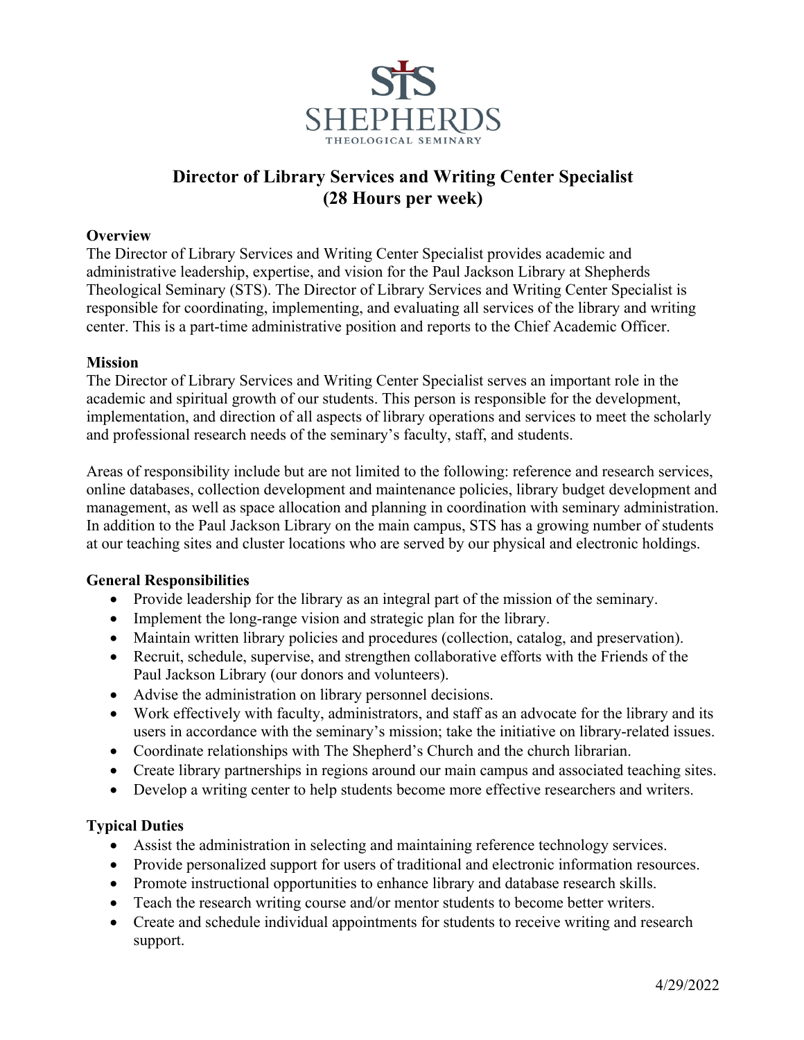STS
SHEPHERDS
THEOLOGICAL SEMINARY

# Director of Library Services and Writing Center Specialist (28 Hours per week)

**Overview**

The Director of Library Services and Writing Center Specialist provides academic and administrative leadership, expertise, and vision for the Paul Jackson Library at Shepherds Theological Seminary (STS). The Director of Library Services and Writing Center Specialist is responsible for coordinating, implementing, and evaluating all services of the library and writing center. This is a part-time administrative position and reports to the Chief Academic Officer.

**Mission**

The Director of Library Services and Writing Center Specialist serves an important role in the academic and spiritual growth of our students. This person is responsible for the development, implementation, and direction of all aspects of library operations and services to meet the scholarly and professional research needs of the seminary's faculty, staff, and students.

Areas of responsibility include but are not limited to the following: reference and research services, online databases, collection development and maintenance policies, library budget development and management, as well as space allocation and planning in coordination with seminary administration. In addition to the Paul Jackson Library on the main campus, STS has a growing number of students at our teaching sites and cluster locations who are served by our physical and electronic holdings.

**General Responsibilities**

- Provide leadership for the library as an integral part of the mission of the seminary.
- Implement the long-range vision and strategic plan for the library.
- Maintain written library policies and procedures (collection, catalog, and preservation).
- Recruit, schedule, supervise, and strengthen collaborative efforts with the Friends of the Paul Jackson Library (our donors and volunteers).
- Advise the administration on library personnel decisions.
- Work effectively with faculty, administrators, and staff as an advocate for the library and its users in accordance with the seminary's mission; take the initiative on library-related issues.
- Coordinate relationships with The Shepherd's Church and the church librarian.
- Create library partnerships in regions around our main campus and associated teaching sites.
- Develop a writing center to help students become more effective researchers and writers.

**Typical Duties**

- Assist the administration in selecting and maintaining reference technology services.
- Provide personalized support for users of traditional and electronic information resources.
- Promote instructional opportunities to enhance library and database research skills.
- Teach the research writing course and/or mentor students to become better writers.
- Create and schedule individual appointments for students to receive writing and research support.

4/29/2022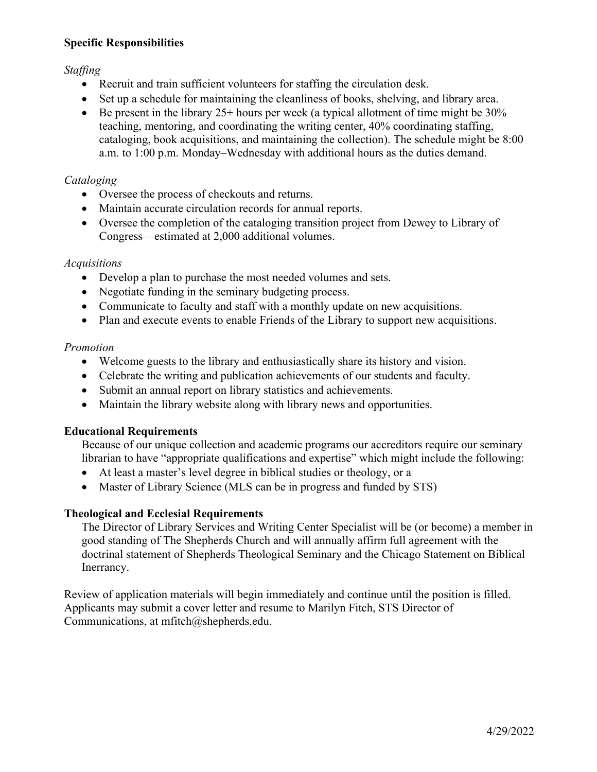**Specific Responsibilities**

*Staffing*

- Recruit and train sufficient volunteers for staffing the circulation desk.
- Set up a schedule for maintaining the cleanliness of books, shelving, and library area.
- Be present in the library 25+ hours per week (a typical allotment of time might be 30% teaching, mentoring, and coordinating the writing center, 40% coordinating staffing, cataloging, book acquisitions, and maintaining the collection). The schedule might be 8:00 a.m. to 1:00 p.m. Monday–Wednesday with additional hours as the duties demand.

*Cataloging*

- Oversee the process of checkouts and returns.
- Maintain accurate circulation records for annual reports.
- Oversee the completion of the cataloging transition project from Dewey to Library of Congress—estimated at 2,000 additional volumes.

*Acquisitions*

- Develop a plan to purchase the most needed volumes and sets.
- Negotiate funding in the seminary budgeting process.
- Communicate to faculty and staff with a monthly update on new acquisitions.
- Plan and execute events to enable Friends of the Library to support new acquisitions.

*Promotion*

- Welcome guests to the library and enthusiastically share its history and vision.
- Celebrate the writing and publication achievements of our students and faculty.
- Submit an annual report on library statistics and achievements.
- Maintain the library website along with library news and opportunities.

**Educational Requirements**

Because of our unique collection and academic programs our accreditors require our seminary librarian to have "appropriate qualifications and expertise" which might include the following:

- At least a master's level degree in biblical studies or theology, or a
- Master of Library Science (MLS can be in progress and funded by STS)

**Theological and Ecclesial Requirements**

The Director of Library Services and Writing Center Specialist will be (or become) a member in good standing of The Shepherds Church and will annually affirm full agreement with the doctrinal statement of Shepherds Theological Seminary and the Chicago Statement on Biblical Inerrancy.

Review of application materials will begin immediately and continue until the position is filled. Applicants may submit a cover letter and resume to Marilyn Fitch, STS Director of Communications, at mfitch@shepherds.edu.

4/29/2022